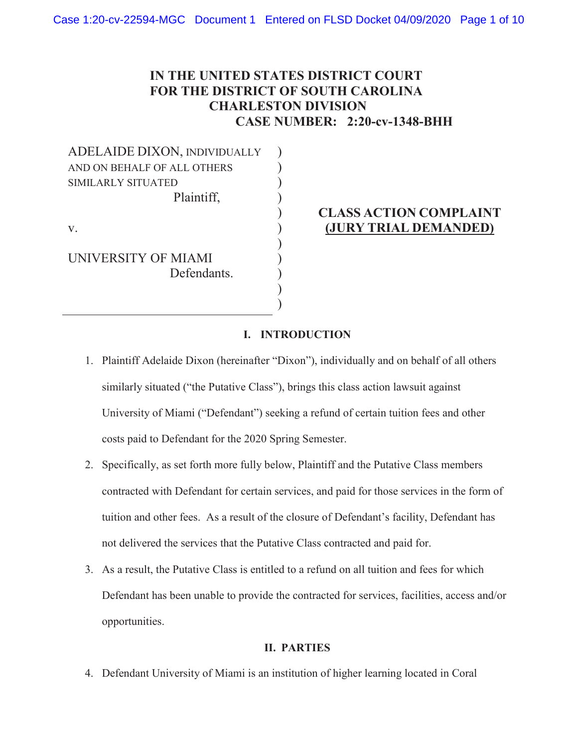# IN THE UNITED STATES DISTRICT COURT FOR THE DISTRICT OF SOUTH CAROLINA CHARLESTON DIVISION

**CASE NUMBER: 2:20-cv-1348-BHH**

ADELAIDE DIXON, INDIVIDUALLY AND ON BEHALF OF ALL OTHERS SIMILARLY SITUATED
Plaintiff,

v.

UNIVERSITY OF MIAMI
Defendants.

**CLASS ACTION COMPLAINT**
**(JURY TRIAL DEMANDED)**

## I. INTRODUCTION

1. Plaintiff Adelaide Dixon (hereinafter "Dixon"), individually and on behalf of all others similarly situated ("the Putative Class"), brings this class action lawsuit against University of Miami ("Defendant") seeking a refund of certain tuition fees and other costs paid to Defendant for the 2020 Spring Semester.
2. Specifically, as set forth more fully below, Plaintiff and the Putative Class members contracted with Defendant for certain services, and paid for those services in the form of tuition and other fees. As a result of the closure of Defendant's facility, Defendant has not delivered the services that the Putative Class contracted and paid for.
3. As a result, the Putative Class is entitled to a refund on all tuition and fees for which Defendant has been unable to provide the contracted for services, facilities, access and/or opportunities.

## II. PARTIES

4. Defendant University of Miami is an institution of higher learning located in Coral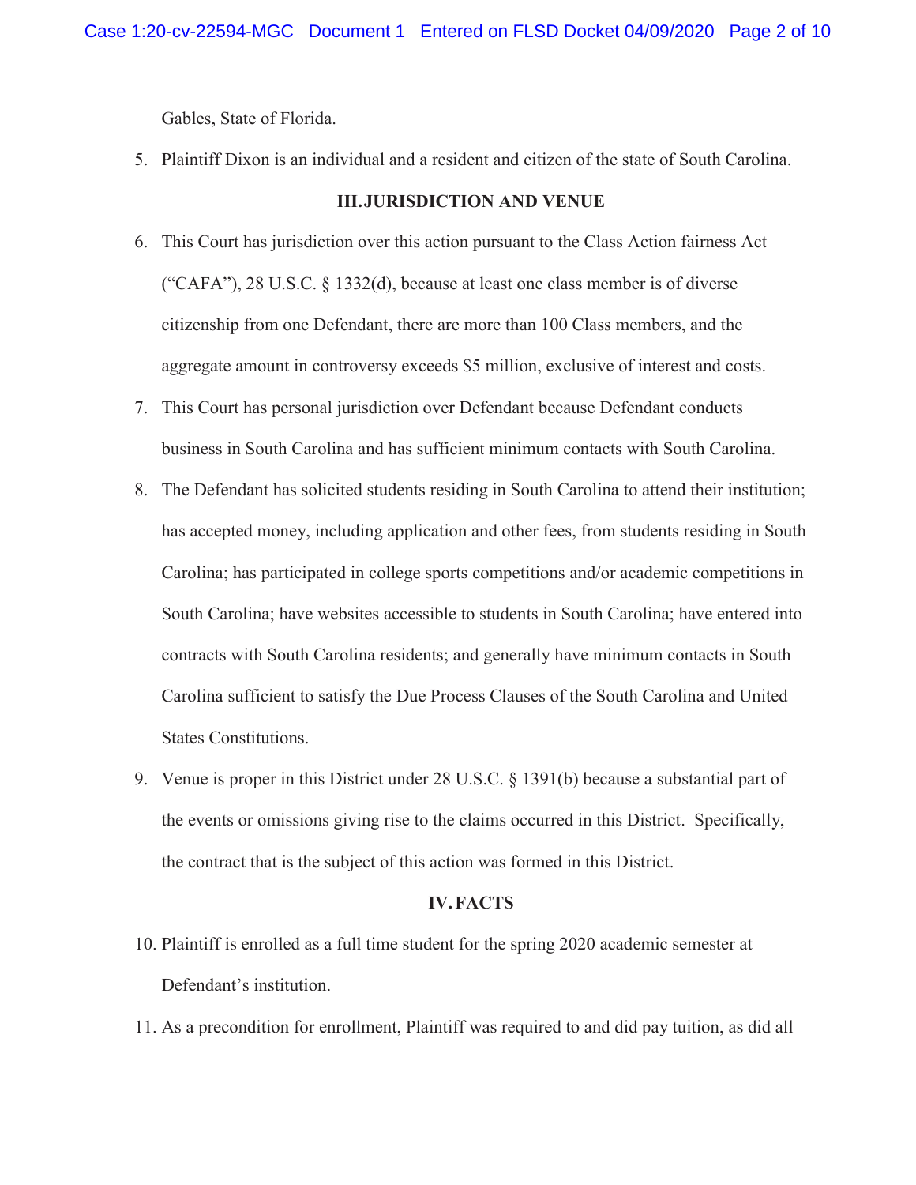Gables, State of Florida.

5. Plaintiff Dixon is an individual and a resident and citizen of the state of South Carolina.

## III. JURISDICTION AND VENUE

6. This Court has jurisdiction over this action pursuant to the Class Action fairness Act ("CAFA"), 28 U.S.C. § 1332(d), because at least one class member is of diverse citizenship from one Defendant, there are more than 100 Class members, and the aggregate amount in controversy exceeds $5 million, exclusive of interest and costs.

7. This Court has personal jurisdiction over Defendant because Defendant conducts business in South Carolina and has sufficient minimum contacts with South Carolina.

8. The Defendant has solicited students residing in South Carolina to attend their institution; has accepted money, including application and other fees, from students residing in South Carolina; has participated in college sports competitions and/or academic competitions in South Carolina; have websites accessible to students in South Carolina; have entered into contracts with South Carolina residents; and generally have minimum contacts in South Carolina sufficient to satisfy the Due Process Clauses of the South Carolina and United States Constitutions.

9. Venue is proper in this District under 28 U.S.C. § 1391(b) because a substantial part of the events or omissions giving rise to the claims occurred in this District. Specifically, the contract that is the subject of this action was formed in this District.

## IV. FACTS

10. Plaintiff is enrolled as a full time student for the spring 2020 academic semester at Defendant's institution.

11. As a precondition for enrollment, Plaintiff was required to and did pay tuition, as did all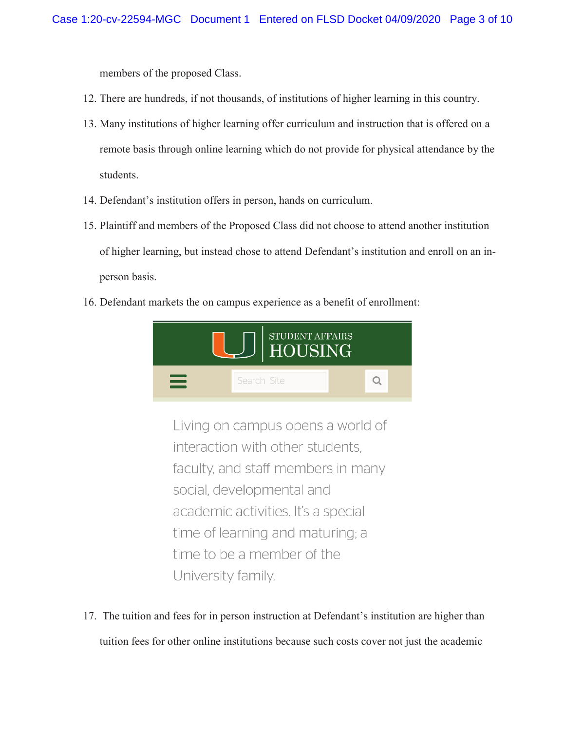members of the proposed Class.

12. There are hundreds, if not thousands, of institutions of higher learning in this country.
13. Many institutions of higher learning offer curriculum and instruction that is offered on a remote basis through online learning which do not provide for physical attendance by the students.
14. Defendant's institution offers in person, hands on curriculum.
15. Plaintiff and members of the Proposed Class did not choose to attend another institution of higher learning, but instead chose to attend Defendant's institution and enroll on an in-person basis.
16. Defendant markets the on campus experience as a benefit of enrollment:

STUDENT AFFAIRS
HOUSING

Search Site

Living on campus opens a world of interaction with other students, faculty, and staff members in many social, developmental and academic activities. It's a special time of learning and maturing; a time to be a member of the University family.

17. The tuition and fees for in person instruction at Defendant's institution are higher than tuition fees for other online institutions because such costs cover not just the academic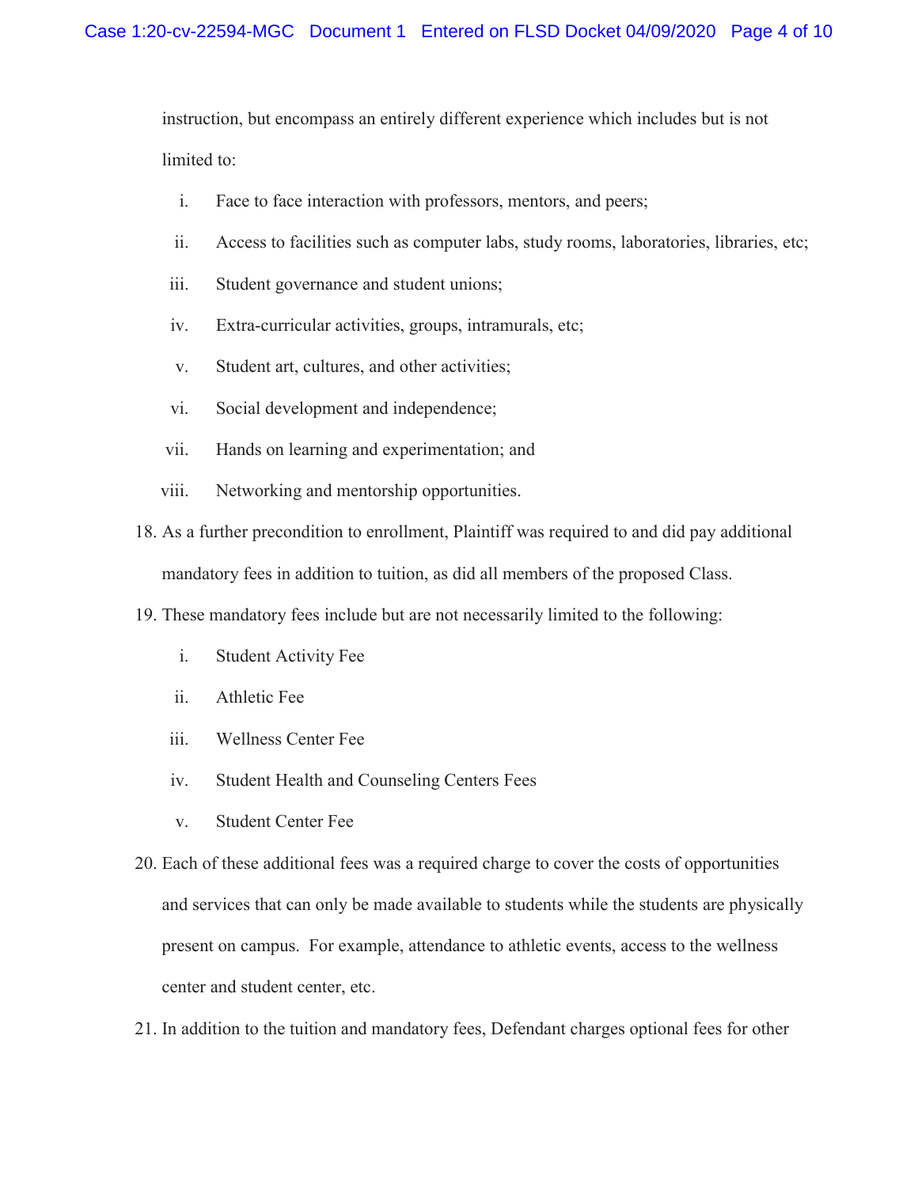instruction, but encompass an entirely different experience which includes but is not limited to:

i. Face to face interaction with professors, mentors, and peers;

ii. Access to facilities such as computer labs, study rooms, laboratories, libraries, etc;

iii. Student governance and student unions;

iv. Extra-curricular activities, groups, intramurals, etc;

v. Student art, cultures, and other activities;

vi. Social development and independence;

vii. Hands on learning and experimentation; and

viii. Networking and mentorship opportunities.

18. As a further precondition to enrollment, Plaintiff was required to and did pay additional mandatory fees in addition to tuition, as did all members of the proposed Class.

19. These mandatory fees include but are not necessarily limited to the following:

i. Student Activity Fee

ii. Athletic Fee

iii. Wellness Center Fee

iv. Student Health and Counseling Centers Fees

v. Student Center Fee

20. Each of these additional fees was a required charge to cover the costs of opportunities and services that can only be made available to students while the students are physically present on campus. For example, attendance to athletic events, access to the wellness center and student center, etc.

21. In addition to the tuition and mandatory fees, Defendant charges optional fees for other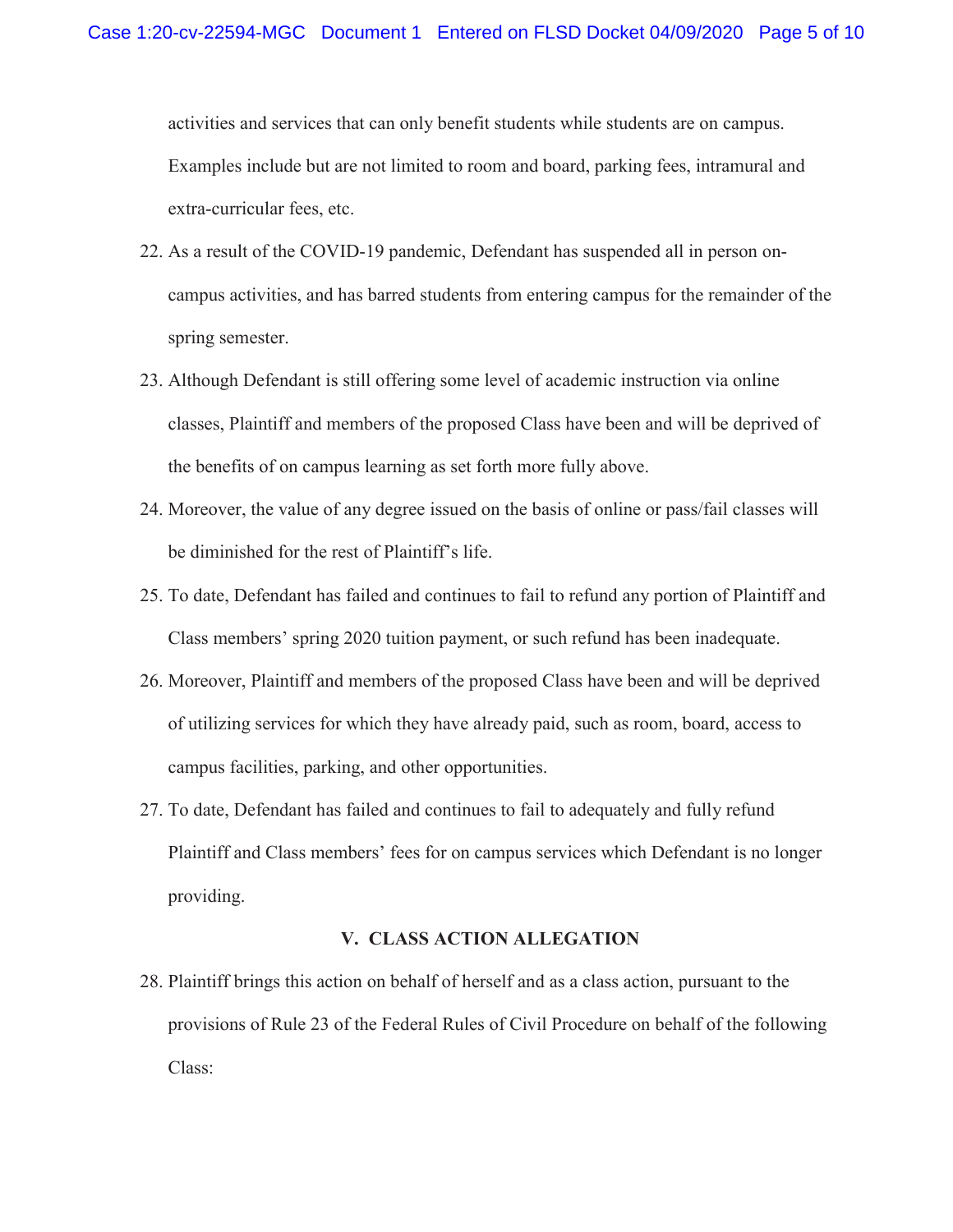activities and services that can only benefit students while students are on campus. Examples include but are not limited to room and board, parking fees, intramural and extra-curricular fees, etc.

22. As a result of the COVID-19 pandemic, Defendant has suspended all in person on-campus activities, and has barred students from entering campus for the remainder of the spring semester.

23. Although Defendant is still offering some level of academic instruction via online classes, Plaintiff and members of the proposed Class have been and will be deprived of the benefits of on campus learning as set forth more fully above.

24. Moreover, the value of any degree issued on the basis of online or pass/fail classes will be diminished for the rest of Plaintiff's life.

25. To date, Defendant has failed and continues to fail to refund any portion of Plaintiff and Class members' spring 2020 tuition payment, or such refund has been inadequate.

26. Moreover, Plaintiff and members of the proposed Class have been and will be deprived of utilizing services for which they have already paid, such as room, board, access to campus facilities, parking, and other opportunities.

27. To date, Defendant has failed and continues to fail to adequately and fully refund Plaintiff and Class members' fees for on campus services which Defendant is no longer providing.

## V. CLASS ACTION ALLEGATION

28. Plaintiff brings this action on behalf of herself and as a class action, pursuant to the provisions of Rule 23 of the Federal Rules of Civil Procedure on behalf of the following Class: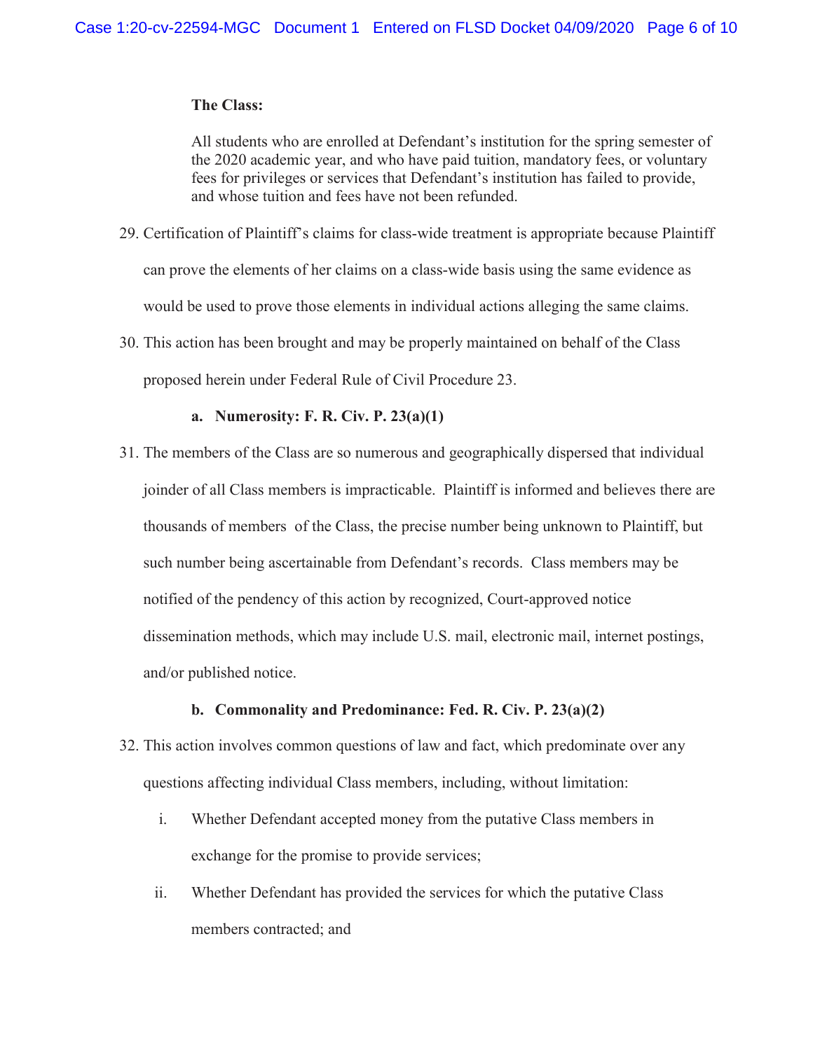**The Class:**

All students who are enrolled at Defendant's institution for the spring semester of the 2020 academic year, and who have paid tuition, mandatory fees, or voluntary fees for privileges or services that Defendant's institution has failed to provide, and whose tuition and fees have not been refunded.

29. Certification of Plaintiff's claims for class-wide treatment is appropriate because Plaintiff can prove the elements of her claims on a class-wide basis using the same evidence as would be used to prove those elements in individual actions alleging the same claims.

30. This action has been brought and may be properly maintained on behalf of the Class proposed herein under Federal Rule of Civil Procedure 23.

**a. Numerosity: F. R. Civ. P. 23(a)(1)**

31. The members of the Class are so numerous and geographically dispersed that individual joinder of all Class members is impracticable. Plaintiff is informed and believes there are thousands of members of the Class, the precise number being unknown to Plaintiff, but such number being ascertainable from Defendant's records. Class members may be notified of the pendency of this action by recognized, Court-approved notice dissemination methods, which may include U.S. mail, electronic mail, internet postings, and/or published notice.

**b. Commonality and Predominance: Fed. R. Civ. P. 23(a)(2)**

32. This action involves common questions of law and fact, which predominate over any questions affecting individual Class members, including, without limitation:

    i. Whether Defendant accepted money from the putative Class members in exchange for the promise to provide services;

    ii. Whether Defendant has provided the services for which the putative Class members contracted; and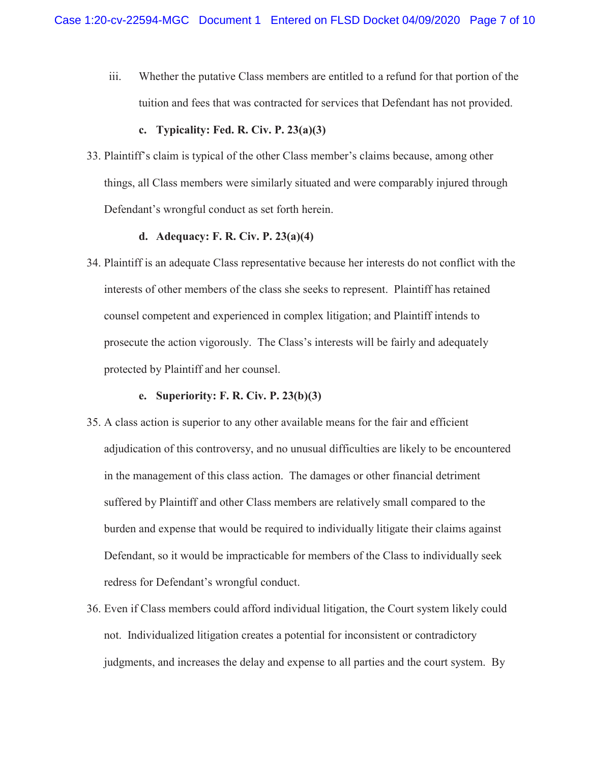iii. Whether the putative Class members are entitled to a refund for that portion of the tuition and fees that was contracted for services that Defendant has not provided.

**c. Typicality: Fed. R. Civ. P. 23(a)(3)**

33. Plaintiff's claim is typical of the other Class member's claims because, among other things, all Class members were similarly situated and were comparably injured through Defendant's wrongful conduct as set forth herein.

**d. Adequacy: F. R. Civ. P. 23(a)(4)**

34. Plaintiff is an adequate Class representative because her interests do not conflict with the interests of other members of the class she seeks to represent. Plaintiff has retained counsel competent and experienced in complex litigation; and Plaintiff intends to prosecute the action vigorously. The Class's interests will be fairly and adequately protected by Plaintiff and her counsel.

**e. Superiority: F. R. Civ. P. 23(b)(3)**

35. A class action is superior to any other available means for the fair and efficient adjudication of this controversy, and no unusual difficulties are likely to be encountered in the management of this class action. The damages or other financial detriment suffered by Plaintiff and other Class members are relatively small compared to the burden and expense that would be required to individually litigate their claims against Defendant, so it would be impracticable for members of the Class to individually seek redress for Defendant's wrongful conduct.

36. Even if Class members could afford individual litigation, the Court system likely could not. Individualized litigation creates a potential for inconsistent or contradictory judgments, and increases the delay and expense to all parties and the court system. By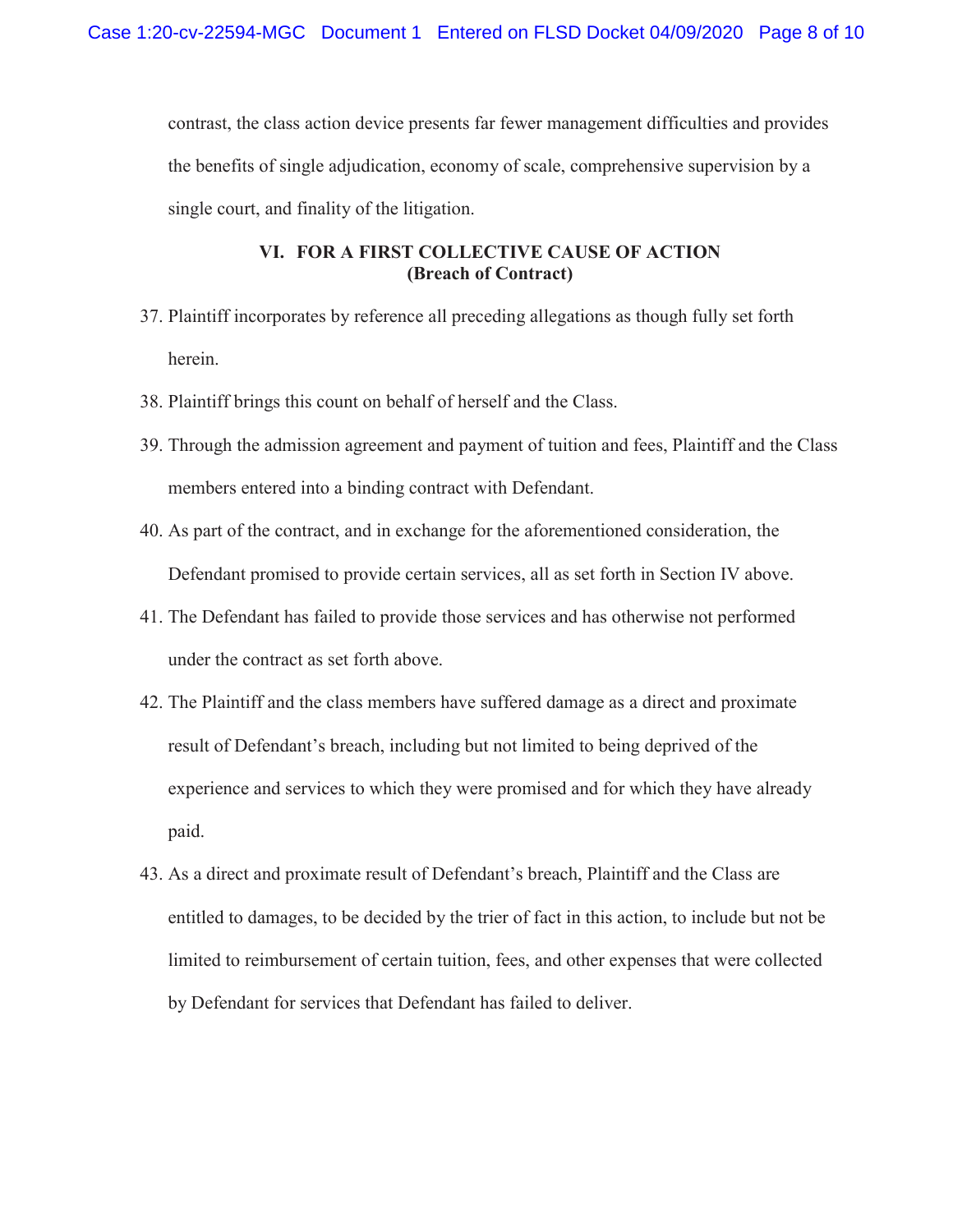contrast, the class action device presents far fewer management difficulties and provides the benefits of single adjudication, economy of scale, comprehensive supervision by a single court, and finality of the litigation.

## VI. FOR A FIRST COLLECTIVE CAUSE OF ACTION (Breach of Contract)

37. Plaintiff incorporates by reference all preceding allegations as though fully set forth herein.
38. Plaintiff brings this count on behalf of herself and the Class.
39. Through the admission agreement and payment of tuition and fees, Plaintiff and the Class members entered into a binding contract with Defendant.
40. As part of the contract, and in exchange for the aforementioned consideration, the Defendant promised to provide certain services, all as set forth in Section IV above.
41. The Defendant has failed to provide those services and has otherwise not performed under the contract as set forth above.
42. The Plaintiff and the class members have suffered damage as a direct and proximate result of Defendant's breach, including but not limited to being deprived of the experience and services to which they were promised and for which they have already paid.
43. As a direct and proximate result of Defendant's breach, Plaintiff and the Class are entitled to damages, to be decided by the trier of fact in this action, to include but not be limited to reimbursement of certain tuition, fees, and other expenses that were collected by Defendant for services that Defendant has failed to deliver.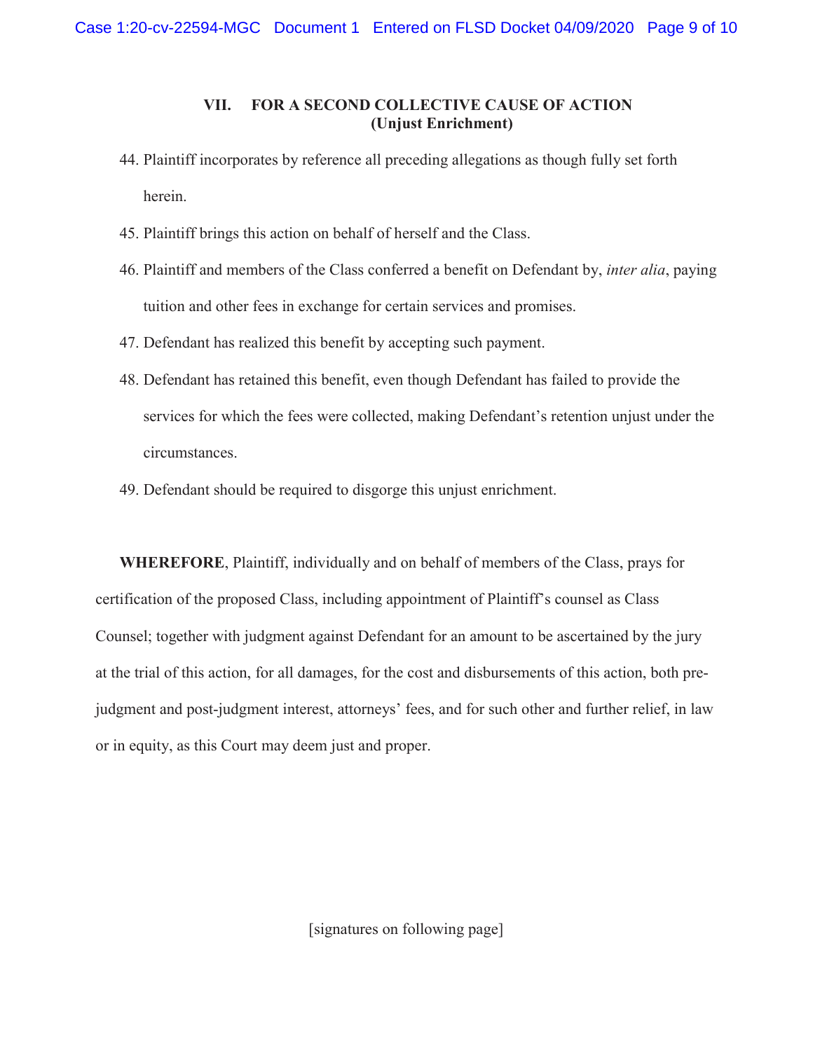## VII. FOR A SECOND COLLECTIVE CAUSE OF ACTION
**(Unjust Enrichment)**

44. Plaintiff incorporates by reference all preceding allegations as though fully set forth herein.
45. Plaintiff brings this action on behalf of herself and the Class.
46. Plaintiff and members of the Class conferred a benefit on Defendant by, *inter alia*, paying tuition and other fees in exchange for certain services and promises.
47. Defendant has realized this benefit by accepting such payment.
48. Defendant has retained this benefit, even though Defendant has failed to provide the services for which the fees were collected, making Defendant's retention unjust under the circumstances.
49. Defendant should be required to disgorge this unjust enrichment.

**WHEREFORE**, Plaintiff, individually and on behalf of members of the Class, prays for certification of the proposed Class, including appointment of Plaintiff's counsel as Class Counsel; together with judgment against Defendant for an amount to be ascertained by the jury at the trial of this action, for all damages, for the cost and disbursements of this action, both pre-judgment and post-judgment interest, attorneys' fees, and for such other and further relief, in law or in equity, as this Court may deem just and proper.

[signatures on following page]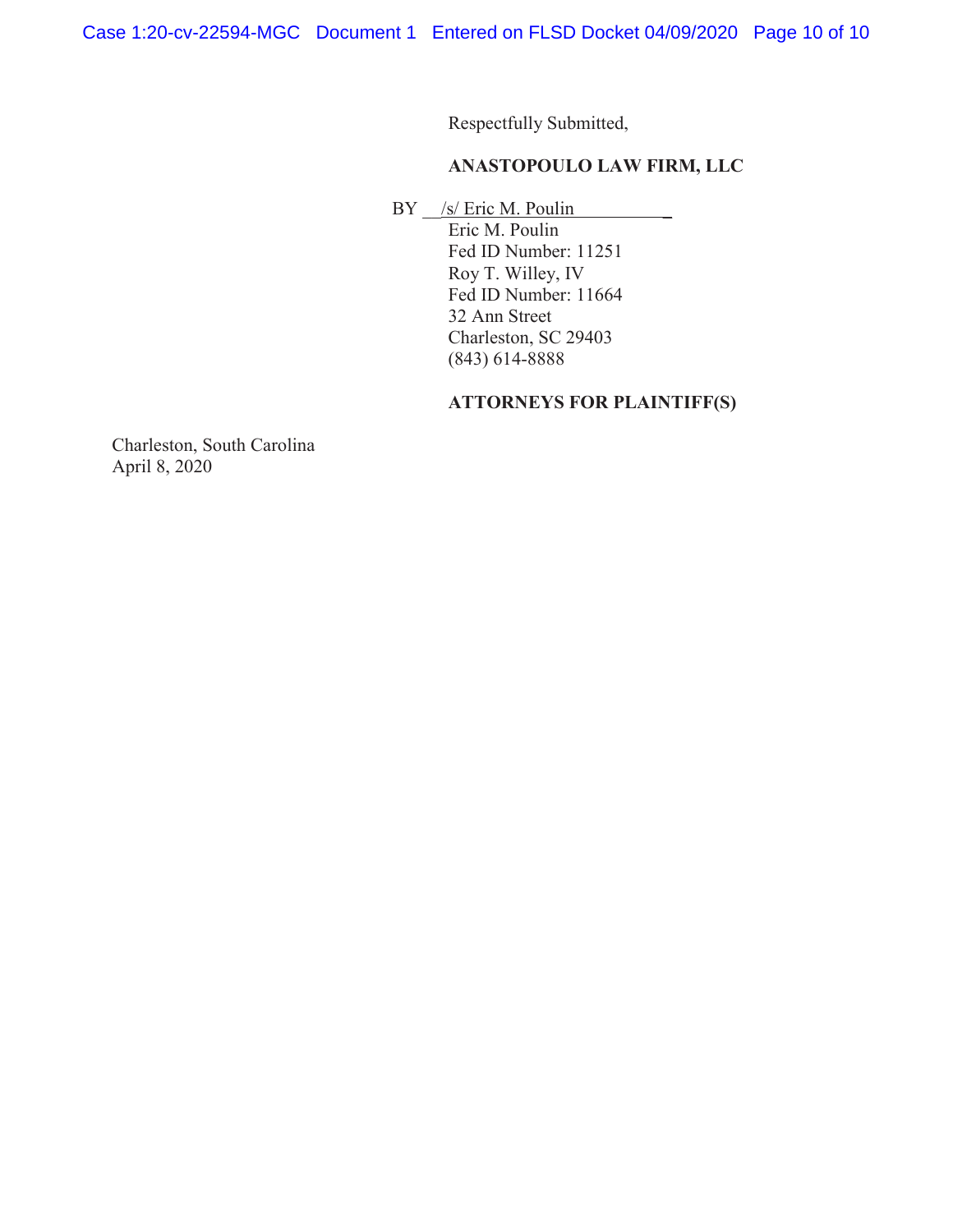Respectfully Submitted,

**ANASTOPOULO LAW FIRM, LLC**

BY /s/ Eric M. Poulin
Eric M. Poulin
Fed ID Number: 11251
Roy T. Willey, IV
Fed ID Number: 11664
32 Ann Street
Charleston, SC 29403
(843) 614-8888

**ATTORNEYS FOR PLAINTIFF(S)**

Charleston, South Carolina
April 8, 2020